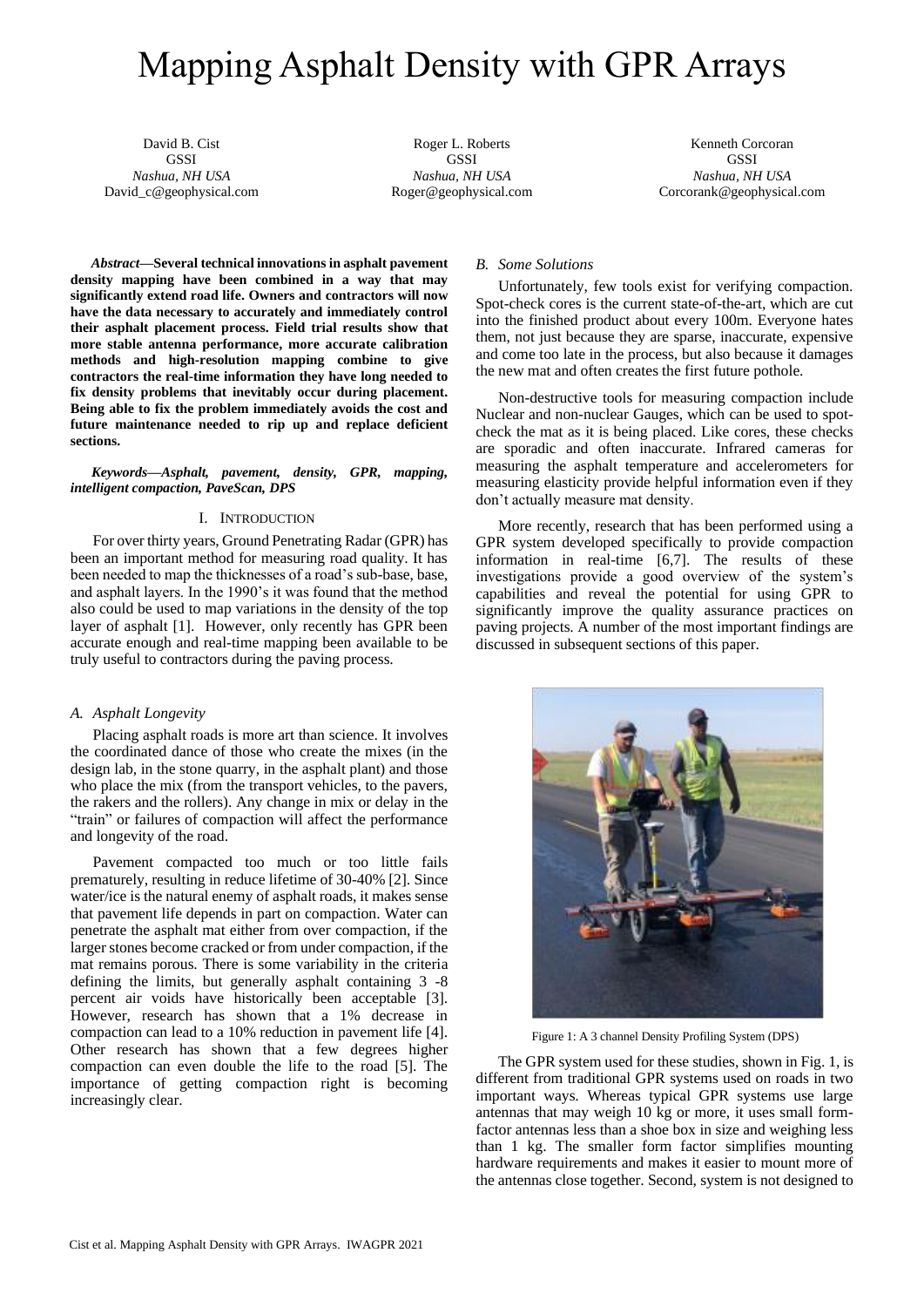# Mapping Asphalt Density with GPR Arrays

David B. Cist
GSSI
*Nashua, NH USA*
David_c@geophysical.com

Roger L. Roberts
GSSI
*Nashua, NH USA*
Roger@geophysical.com

Kenneth Corcoran
GSSI
*Nashua, NH USA*
Corcorank@geophysical.com

***Abstract*—Several technical innovations in asphalt pavement density mapping have been combined in a way that may significantly extend road life. Owners and contractors will now have the data necessary to accurately and immediately control their asphalt placement process. Field trial results show that more stable antenna performance, more accurate calibration methods and high-resolution mapping combine to give contractors the real-time information they have long needed to fix density problems that inevitably occur during placement. Being able to fix the problem immediately avoids the cost and future maintenance needed to rip up and replace deficient sections.**

***Keywords—Asphalt, pavement, density, GPR, mapping, intelligent compaction, PaveScan, DPS***

## I. Introduction

For over thirty years, Ground Penetrating Radar (GPR) has been an important method for measuring road quality. It has been needed to map the thicknesses of a road's sub-base, base, and asphalt layers. In the 1990's it was found that the method also could be used to map variations in the density of the top layer of asphalt [1]. However, only recently has GPR been accurate enough and real-time mapping been available to be truly useful to contractors during the paving process.

### *A. Asphalt Longevity*

Placing asphalt roads is more art than science. It involves the coordinated dance of those who create the mixes (in the design lab, in the stone quarry, in the asphalt plant) and those who place the mix (from the transport vehicles, to the pavers, the rakers and the rollers). Any change in mix or delay in the "train" or failures of compaction will affect the performance and longevity of the road.

Pavement compacted too much or too little fails prematurely, resulting in reduce lifetime of 30-40% [2]. Since water/ice is the natural enemy of asphalt roads, it makes sense that pavement life depends in part on compaction. Water can penetrate the asphalt mat either from over compaction, if the larger stones become cracked or from under compaction, if the mat remains porous. There is some variability in the criteria defining the limits, but generally asphalt containing 3 -8 percent air voids have historically been acceptable [3]. However, research has shown that a 1% decrease in compaction can lead to a 10% reduction in pavement life [4]. Other research has shown that a few degrees higher compaction can even double the life to the road [5]. The importance of getting compaction right is becoming increasingly clear.

### *B. Some Solutions*

Unfortunately, few tools exist for verifying compaction. Spot-check cores is the current state-of-the-art, which are cut into the finished product about every 100m. Everyone hates them, not just because they are sparse, inaccurate, expensive and come too late in the process, but also because it damages the new mat and often creates the first future pothole.

Non-destructive tools for measuring compaction include Nuclear and non-nuclear Gauges, which can be used to spot-check the mat as it is being placed. Like cores, these checks are sporadic and often inaccurate. Infrared cameras for measuring the asphalt temperature and accelerometers for measuring elasticity provide helpful information even if they don't actually measure mat density.

More recently, research that has been performed using a GPR system developed specifically to provide compaction information in real-time [6,7]. The results of these investigations provide a good overview of the system's capabilities and reveal the potential for using GPR to significantly improve the quality assurance practices on paving projects. A number of the most important findings are discussed in subsequent sections of this paper.

Figure 1: A 3 channel Density Profiling System (DPS)

The GPR system used for these studies, shown in Fig. 1, is different from traditional GPR systems used on roads in two important ways. Whereas typical GPR systems use large antennas that may weigh 10 kg or more, it uses small form-factor antennas less than a shoe box in size and weighing less than 1 kg. The smaller form factor simplifies mounting hardware requirements and makes it easier to mount more of the antennas close together. Second, system is not designed to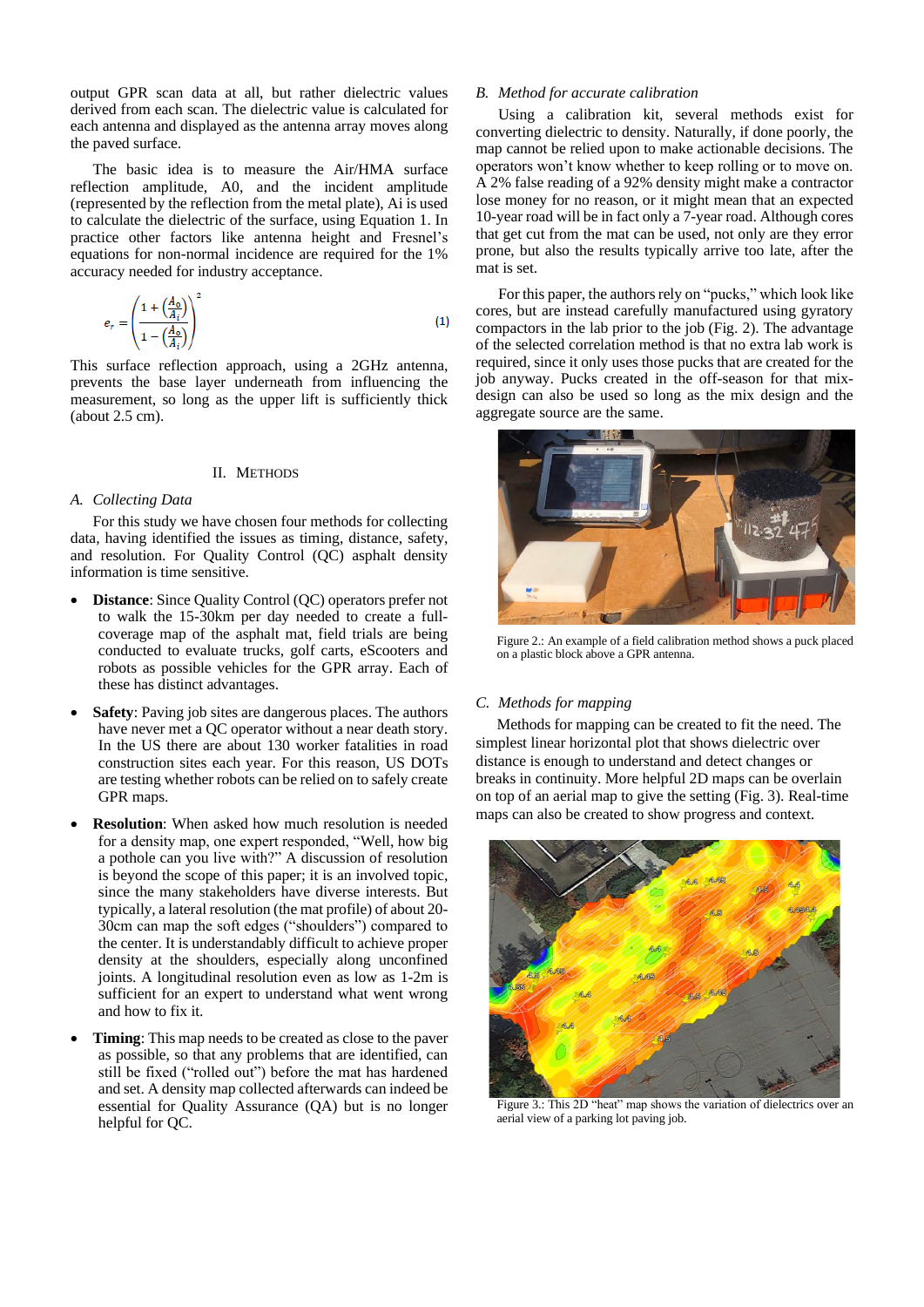output GPR scan data at all, but rather dielectric values derived from each scan. The dielectric value is calculated for each antenna and displayed as the antenna array moves along the paved surface.

The basic idea is to measure the Air/HMA surface reflection amplitude, A0, and the incident amplitude (represented by the reflection from the metal plate), Ai is used to calculate the dielectric of the surface, using Equation 1. In practice other factors like antenna height and Fresnel's equations for non-normal incidence are required for the 1% accuracy needed for industry acceptance.

$$e_r = \left( \frac{1 + \left( \frac{A_0}{A_i} \right)}{1 - \left( \frac{A_0}{A_i} \right)} \right)^2 \quad (1)$$

This surface reflection approach, using a 2GHz antenna, prevents the base layer underneath from influencing the measurement, so long as the upper lift is sufficiently thick (about 2.5 cm).

## II. Methods

### A. Collecting Data

For this study we have chosen four methods for collecting data, having identified the issues as timing, distance, safety, and resolution. For Quality Control (QC) asphalt density information is time sensitive.

- **Distance**: Since Quality Control (QC) operators prefer not to walk the 15-30km per day needed to create a full-coverage map of the asphalt mat, field trials are being conducted to evaluate trucks, golf carts, eScooters and robots as possible vehicles for the GPR array. Each of these has distinct advantages.
- **Safety**: Paving job sites are dangerous places. The authors have never met a QC operator without a near death story. In the US there are about 130 worker fatalities in road construction sites each year. For this reason, US DOTs are testing whether robots can be relied on to safely create GPR maps.
- **Resolution**: When asked how much resolution is needed for a density map, one expert responded, "Well, how big a pothole can you live with?" A discussion of resolution is beyond the scope of this paper; it is an involved topic, since the many stakeholders have diverse interests. But typically, a lateral resolution (the mat profile) of about 20-30cm can map the soft edges ("shoulders") compared to the center. It is understandably difficult to achieve proper density at the shoulders, especially along unconfined joints. A longitudinal resolution even as low as 1-2m is sufficient for an expert to understand what went wrong and how to fix it.
- **Timing**: This map needs to be created as close to the paver as possible, so that any problems that are identified, can still be fixed ("rolled out") before the mat has hardened and set. A density map collected afterwards can indeed be essential for Quality Assurance (QA) but is no longer helpful for QC.

### B. Method for accurate calibration

Using a calibration kit, several methods exist for converting dielectric to density. Naturally, if done poorly, the map cannot be relied upon to make actionable decisions. The operators won't know whether to keep rolling or to move on. A 2% false reading of a 92% density might make a contractor lose money for no reason, or it might mean that an expected 10-year road will be in fact only a 7-year road. Although cores that get cut from the mat can be used, not only are they error prone, but also the results typically arrive too late, after the mat is set.

For this paper, the authors rely on "pucks," which look like cores, but are instead carefully manufactured using gyratory compactors in the lab prior to the job (Fig. 2). The advantage of the selected correlation method is that no extra lab work is required, since it only uses those pucks that are created for the job anyway. Pucks created in the off-season for that mix-design can also be used so long as the mix design and the aggregate source are the same.

Figure 2.: An example of a field calibration method shows a puck placed on a plastic block above a GPR antenna.

### C. Methods for mapping

Methods for mapping can be created to fit the need. The simplest linear horizontal plot that shows dielectric over distance is enough to understand and detect changes or breaks in continuity. More helpful 2D maps can be overlain on top of an aerial map to give the setting (Fig. 3). Real-time maps can also be created to show progress and context.

Figure 3.: This 2D "heat" map shows the variation of dielectrics over an aerial view of a parking lot paving job.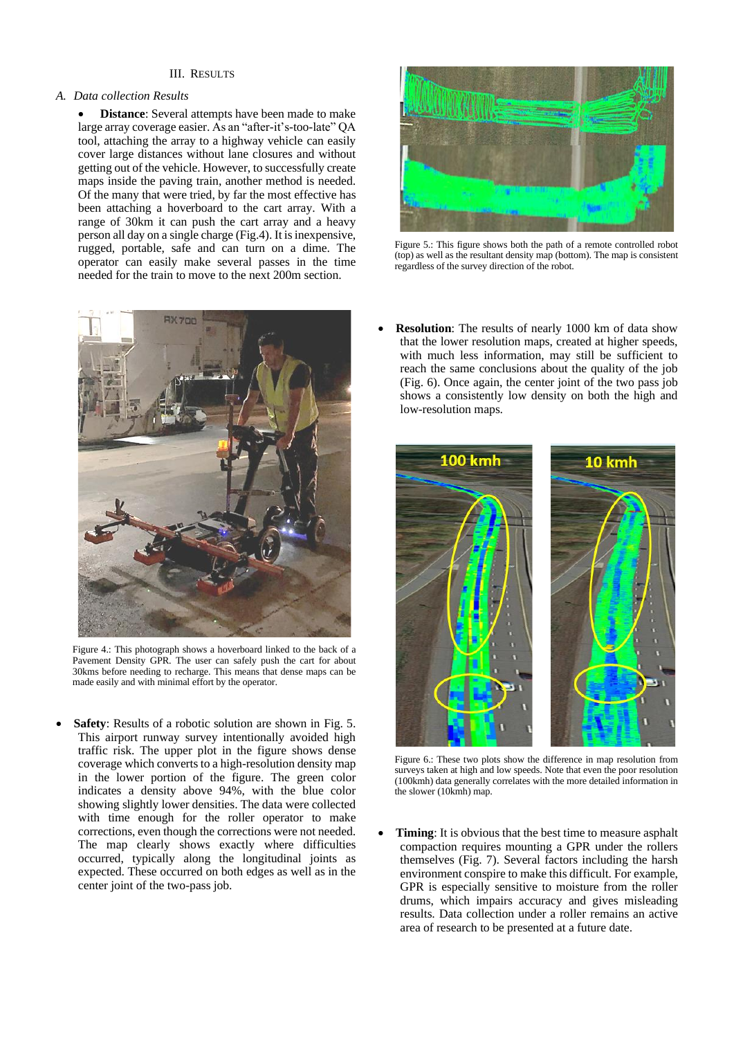## III. Results

### A. Data collection Results

- **Distance**: Several attempts have been made to make large array coverage easier. As an "after-it's-too-late" QA tool, attaching the array to a highway vehicle can easily cover large distances without lane closures and without getting out of the vehicle. However, to successfully create maps inside the paving train, another method is needed. Of the many that were tried, by far the most effective has been attaching a hoverboard to the cart array. With a range of 30km it can push the cart array and a heavy person all day on a single charge (Fig.4). It is inexpensive, rugged, portable, safe and can turn on a dime. The operator can easily make several passes in the time needed for the train to move to the next 200m section.

Figure 4.: This photograph shows a hoverboard linked to the back of a Pavement Density GPR. The user can safely push the cart for about 30kms before needing to recharge. This means that dense maps can be made easily and with minimal effort by the operator.

- **Safety**: Results of a robotic solution are shown in Fig. 5. This airport runway survey intentionally avoided high traffic risk. The upper plot in the figure shows dense coverage which converts to a high-resolution density map in the lower portion of the figure. The green color indicates a density above 94%, with the blue color showing slightly lower densities. The data were collected with time enough for the roller operator to make corrections, even though the corrections were not needed. The map clearly shows exactly where difficulties occurred, typically along the longitudinal joints as expected. These occurred on both edges as well as in the center joint of the two-pass job.

Figure 5.: This figure shows both the path of a remote controlled robot (top) as well as the resultant density map (bottom). The map is consistent regardless of the survey direction of the robot.

- **Resolution**: The results of nearly 1000 km of data show that the lower resolution maps, created at higher speeds, with much less information, may still be sufficient to reach the same conclusions about the quality of the job (Fig. 6). Once again, the center joint of the two pass job shows a consistently low density on both the high and low-resolution maps.

Figure 6.: These two plots show the difference in map resolution from surveys taken at high and low speeds. Note that even the poor resolution (100kmh) data generally correlates with the more detailed information in the slower (10kmh) map.

- **Timing**: It is obvious that the best time to measure asphalt compaction requires mounting a GPR under the rollers themselves (Fig. 7). Several factors including the harsh environment conspire to make this difficult. For example, GPR is especially sensitive to moisture from the roller drums, which impairs accuracy and gives misleading results. Data collection under a roller remains an active area of research to be presented at a future date.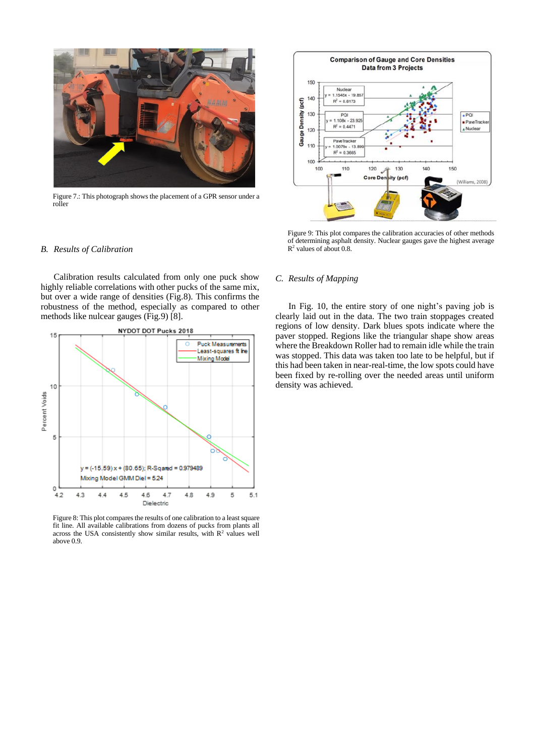Figure 7.: This photograph shows the placement of a GPR sensor under a roller

## B. Results of Calibration

Calibration results calculated from only one puck show highly reliable correlations with other pucks of the same mix, but over a wide range of densities (Fig.8). This confirms the robustness of the method, especially as compared to other methods like nulcear gauges (Fig.9) [8].

Figure 8: This plot compares the results of one calibration to a least square fit line. All available calibrations from dozens of pucks from plants all across the USA consistently show similar results, with $R^2$ values well above 0.9.

Figure 9: This plot compares the calibration accuracies of other methods of determining asphalt density. Nuclear gauges gave the highest average $R^2$ values of about 0.8.

## C. Results of Mapping

In Fig. 10, the entire story of one night's paving job is clearly laid out in the data. The two train stoppages created regions of low density. Dark blues spots indicate where the paver stopped. Regions like the triangular shape show areas where the Breakdown Roller had to remain idle while the train was stopped. This data was taken too late to be helpful, but if this had been taken in near-real-time, the low spots could have been fixed by re-rolling over the needed areas until uniform density was achieved.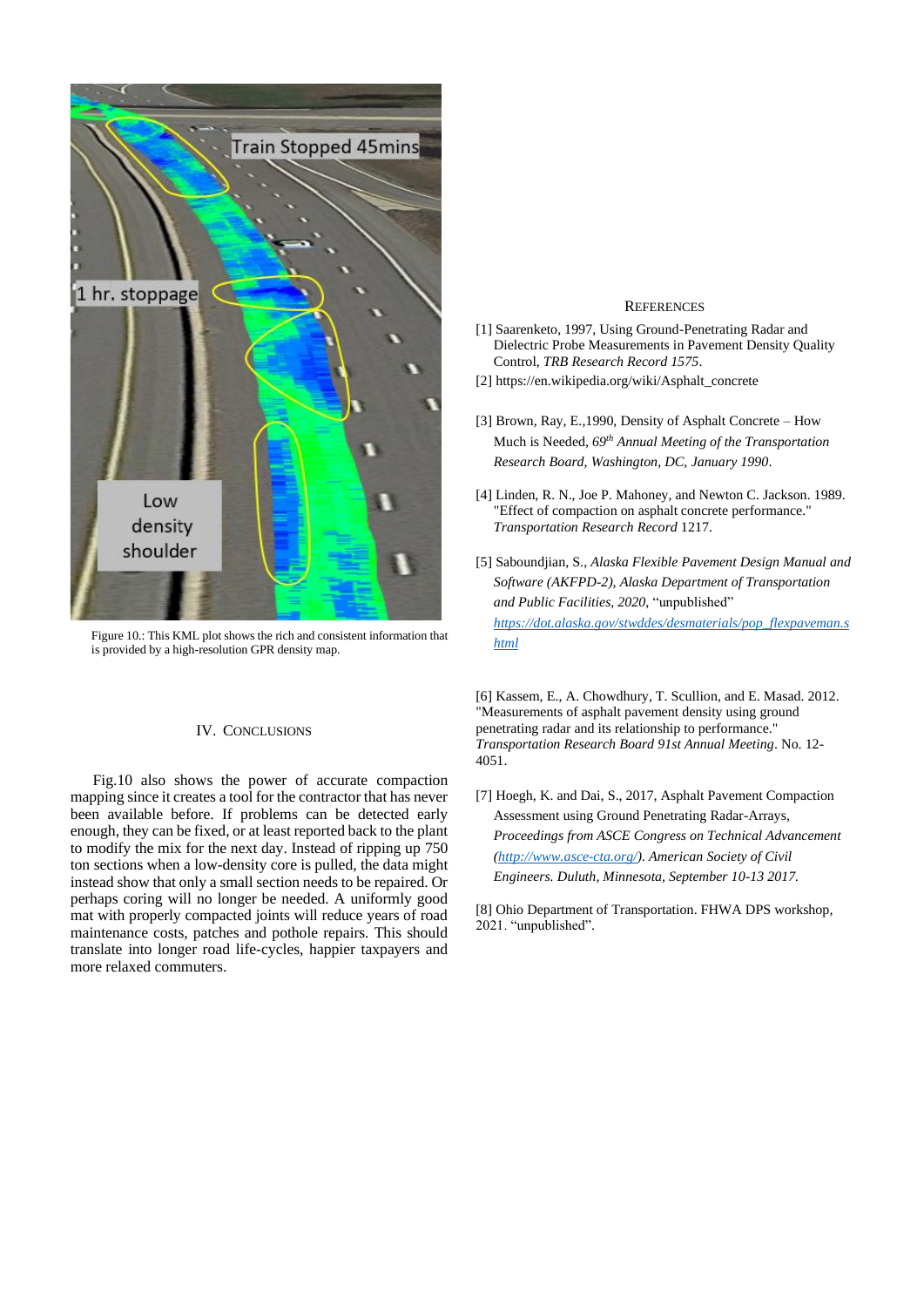Train Stopped 45mins

1 hr. stoppage

Low density shoulder

Figure 10.: This KML plot shows the rich and consistent information that is provided by a high-resolution GPR density map.

## IV. Conclusions

Fig.10 also shows the power of accurate compaction mapping since it creates a tool for the contractor that has never been available before. If problems can be detected early enough, they can be fixed, or at least reported back to the plant to modify the mix for the next day. Instead of ripping up 750 ton sections when a low-density core is pulled, the data might instead show that only a small section needs to be repaired. Or perhaps coring will no longer be needed. A uniformly good mat with properly compacted joints will reduce years of road maintenance costs, patches and pothole repairs. This should translate into longer road life-cycles, happier taxpayers and more relaxed commuters.

## References

[1] Saarenketo, 1997, Using Ground-Penetrating Radar and Dielectric Probe Measurements in Pavement Density Quality Control, *TRB Research Record 1575*.

[2] https://en.wikipedia.org/wiki/Asphalt_concrete

[3] Brown, Ray, E.,1990, Density of Asphalt Concrete – How Much is Needed, *69th Annual Meeting of the Transportation Research Board, Washington, DC, January 1990*.

[4] Linden, R. N., Joe P. Mahoney, and Newton C. Jackson. 1989. "Effect of compaction on asphalt concrete performance." *Transportation Research Record* 1217.

[5] Saboundjian, S., *Alaska Flexible Pavement Design Manual and Software (AKFPD-2), Alaska Department of Transportation and Public Facilities, 2020,* "unpublished" [https://dot.alaska.gov/stwddes/desmaterials/pop_flexpaveman.shtml](https://dot.alaska.gov/stwddes/desmaterials/pop_flexpaveman.shtml)

[6] Kassem, E., A. Chowdhury, T. Scullion, and E. Masad. 2012. "Measurements of asphalt pavement density using ground penetrating radar and its relationship to performance." *Transportation Research Board 91st Annual Meeting*. No. 12-4051.

[7] Hoegh, K. and Dai, S., 2017, Asphalt Pavement Compaction Assessment using Ground Penetrating Radar-Arrays, *Proceedings from ASCE Congress on Technical Advancement ([http://www.asce-cta.org/](http://www.asce-cta.org/)). American Society of Civil Engineers. Duluth, Minnesota, September 10-13 2017.*

[8] Ohio Department of Transportation. FHWA DPS workshop, 2021. "unpublished".